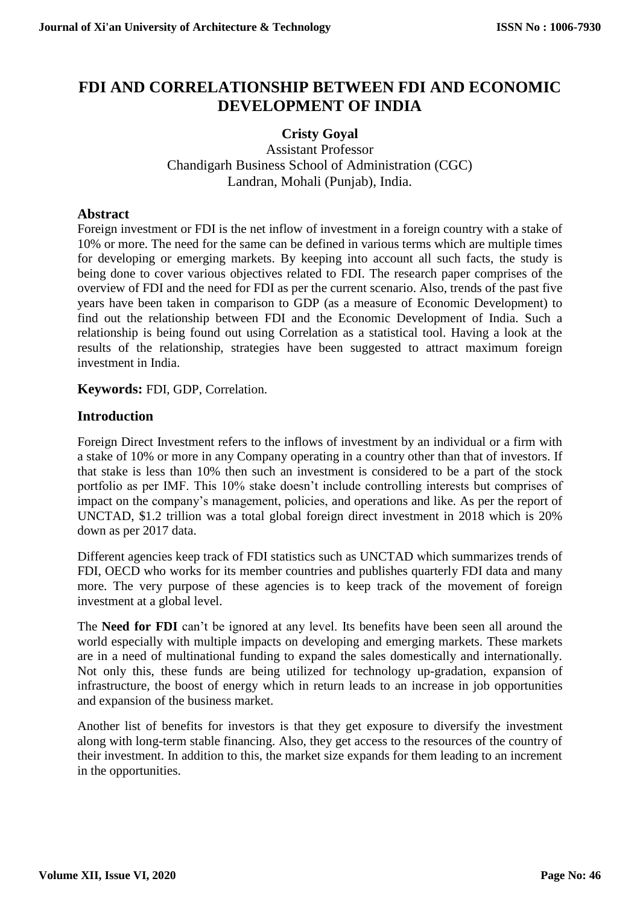# FDI AND CORRELATIONSHIP BETWEEN FDI AND ECONOMIC DEVELOPMENT OF INDIA

**Cristy Goyal**

Assistant Professor

Chandigarh Business School of Administration (CGC)

Landran, Mohali (Punjab), India.

## Abstract

Foreign investment or FDI is the net inflow of investment in a foreign country with a stake of 10% or more. The need for the same can be defined in various terms which are multiple times for developing or emerging markets. By keeping into account all such facts, the study is being done to cover various objectives related to FDI. The research paper comprises of the overview of FDI and the need for FDI as per the current scenario. Also, trends of the past five years have been taken in comparison to GDP (as a measure of Economic Development) to find out the relationship between FDI and the Economic Development of India. Such a relationship is being found out using Correlation as a statistical tool. Having a look at the results of the relationship, strategies have been suggested to attract maximum foreign investment in India.

**Keywords:** FDI, GDP, Correlation.

## Introduction

Foreign Direct Investment refers to the inflows of investment by an individual or a firm with a stake of 10% or more in any Company operating in a country other than that of investors. If that stake is less than 10% then such an investment is considered to be a part of the stock portfolio as per IMF. This 10% stake doesn't include controlling interests but comprises of impact on the company's management, policies, and operations and like. As per the report of UNCTAD, $1.2 trillion was a total global foreign direct investment in 2018 which is 20% down as per 2017 data.

Different agencies keep track of FDI statistics such as UNCTAD which summarizes trends of FDI, OECD who works for its member countries and publishes quarterly FDI data and many more. The very purpose of these agencies is to keep track of the movement of foreign investment at a global level.

The **Need for FDI** can't be ignored at any level. Its benefits have been seen all around the world especially with multiple impacts on developing and emerging markets. These markets are in a need of multinational funding to expand the sales domestically and internationally. Not only this, these funds are being utilized for technology up-gradation, expansion of infrastructure, the boost of energy which in return leads to an increase in job opportunities and expansion of the business market.

Another list of benefits for investors is that they get exposure to diversify the investment along with long-term stable financing. Also, they get access to the resources of the country of their investment. In addition to this, the market size expands for them leading to an increment in the opportunities.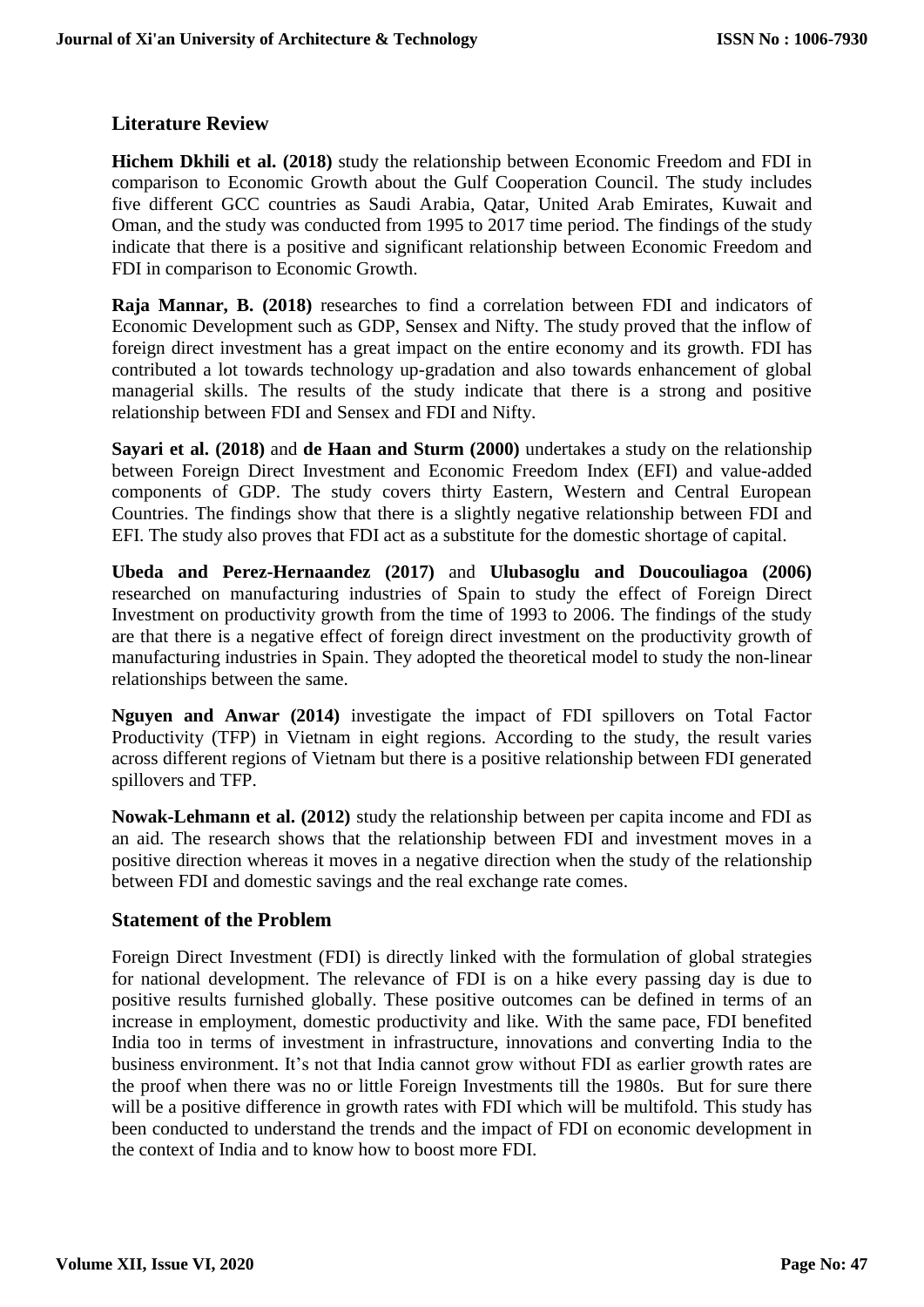## Literature Review

**Hichem Dkhili et al. (2018)** study the relationship between Economic Freedom and FDI in comparison to Economic Growth about the Gulf Cooperation Council. The study includes five different GCC countries as Saudi Arabia, Qatar, United Arab Emirates, Kuwait and Oman, and the study was conducted from 1995 to 2017 time period. The findings of the study indicate that there is a positive and significant relationship between Economic Freedom and FDI in comparison to Economic Growth.

**Raja Mannar, B. (2018)** researches to find a correlation between FDI and indicators of Economic Development such as GDP, Sensex and Nifty. The study proved that the inflow of foreign direct investment has a great impact on the entire economy and its growth. FDI has contributed a lot towards technology up-gradation and also towards enhancement of global managerial skills. The results of the study indicate that there is a strong and positive relationship between FDI and Sensex and FDI and Nifty.

**Sayari et al. (2018)** and **de Haan and Sturm (2000)** undertakes a study on the relationship between Foreign Direct Investment and Economic Freedom Index (EFI) and value-added components of GDP. The study covers thirty Eastern, Western and Central European Countries. The findings show that there is a slightly negative relationship between FDI and EFI. The study also proves that FDI act as a substitute for the domestic shortage of capital.

**Ubeda and Perez-Hernaandez (2017)** and **Ulubasoglu and Doucouliagoa (2006)** researched on manufacturing industries of Spain to study the effect of Foreign Direct Investment on productivity growth from the time of 1993 to 2006. The findings of the study are that there is a negative effect of foreign direct investment on the productivity growth of manufacturing industries in Spain. They adopted the theoretical model to study the non-linear relationships between the same.

**Nguyen and Anwar (2014)** investigate the impact of FDI spillovers on Total Factor Productivity (TFP) in Vietnam in eight regions. According to the study, the result varies across different regions of Vietnam but there is a positive relationship between FDI generated spillovers and TFP.

**Nowak-Lehmann et al. (2012)** study the relationship between per capita income and FDI as an aid. The research shows that the relationship between FDI and investment moves in a positive direction whereas it moves in a negative direction when the study of the relationship between FDI and domestic savings and the real exchange rate comes.

## Statement of the Problem

Foreign Direct Investment (FDI) is directly linked with the formulation of global strategies for national development. The relevance of FDI is on a hike every passing day is due to positive results furnished globally. These positive outcomes can be defined in terms of an increase in employment, domestic productivity and like. With the same pace, FDI benefited India too in terms of investment in infrastructure, innovations and converting India to the business environment. It's not that India cannot grow without FDI as earlier growth rates are the proof when there was no or little Foreign Investments till the 1980s. But for sure there will be a positive difference in growth rates with FDI which will be multifold. This study has been conducted to understand the trends and the impact of FDI on economic development in the context of India and to know how to boost more FDI.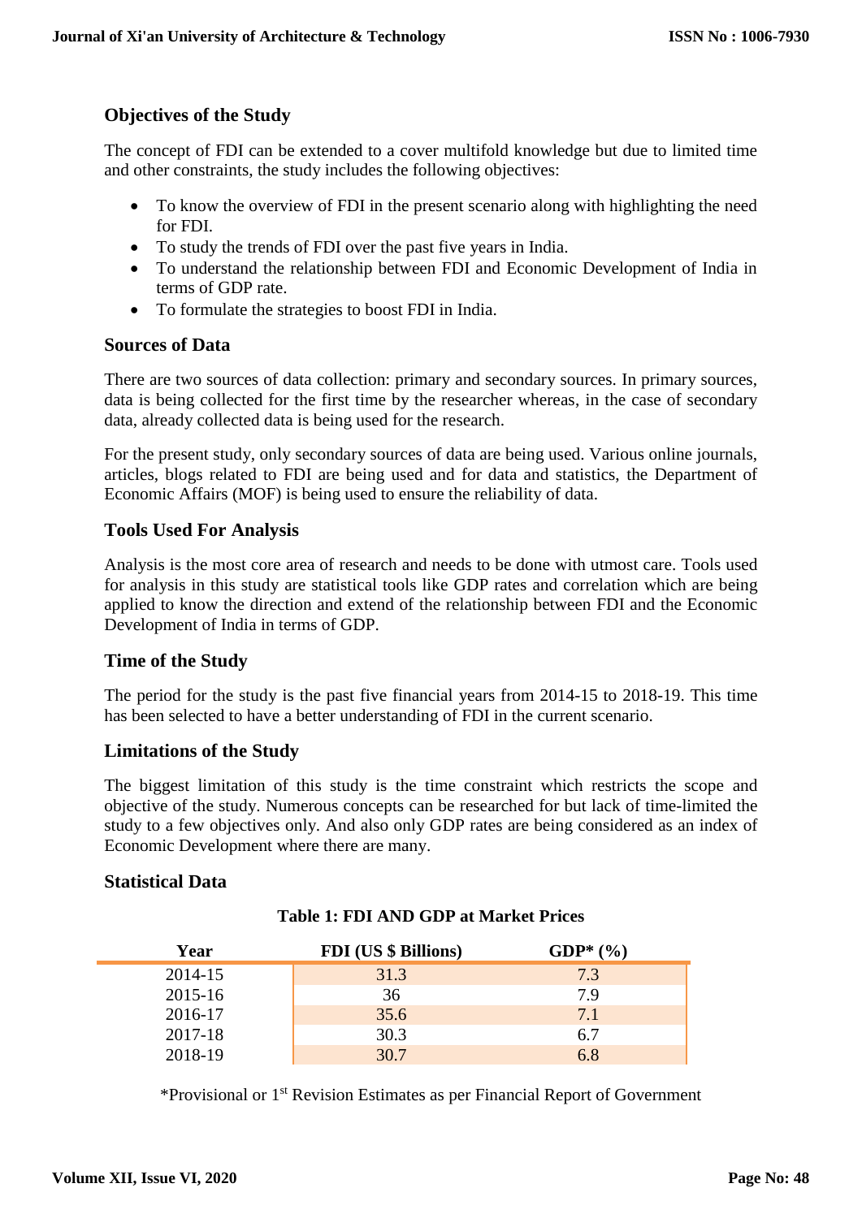## Objectives of the Study

The concept of FDI can be extended to a cover multifold knowledge but due to limited time and other constraints, the study includes the following objectives:

- To know the overview of FDI in the present scenario along with highlighting the need for FDI.
- To study the trends of FDI over the past five years in India.
- To understand the relationship between FDI and Economic Development of India in terms of GDP rate.
- To formulate the strategies to boost FDI in India.

## Sources of Data

There are two sources of data collection: primary and secondary sources. In primary sources, data is being collected for the first time by the researcher whereas, in the case of secondary data, already collected data is being used for the research.

For the present study, only secondary sources of data are being used. Various online journals, articles, blogs related to FDI are being used and for data and statistics, the Department of Economic Affairs (MOF) is being used to ensure the reliability of data.

## Tools Used For Analysis

Analysis is the most core area of research and needs to be done with utmost care. Tools used for analysis in this study are statistical tools like GDP rates and correlation which are being applied to know the direction and extend of the relationship between FDI and the Economic Development of India in terms of GDP.

## Time of the Study

The period for the study is the past five financial years from 2014-15 to 2018-19. This time has been selected to have a better understanding of FDI in the current scenario.

## Limitations of the Study

The biggest limitation of this study is the time constraint which restricts the scope and objective of the study. Numerous concepts can be researched for but lack of time-limited the study to a few objectives only. And also only GDP rates are being considered as an index of Economic Development where there are many.

## Statistical Data

**Table 1: FDI AND GDP at Market Prices**

| Year | FDI (US $ Billions) | GDP* (%) |
|---|---|---|
| 2014-15 | 31.3 | 7.3 |
| 2015-16 | 36 | 7.9 |
| 2016-17 | 35.6 | 7.1 |
| 2017-18 | 30.3 | 6.7 |
| 2018-19 | 30.7 | 6.8 |

*Provisional or 1st Revision Estimates as per Financial Report of Government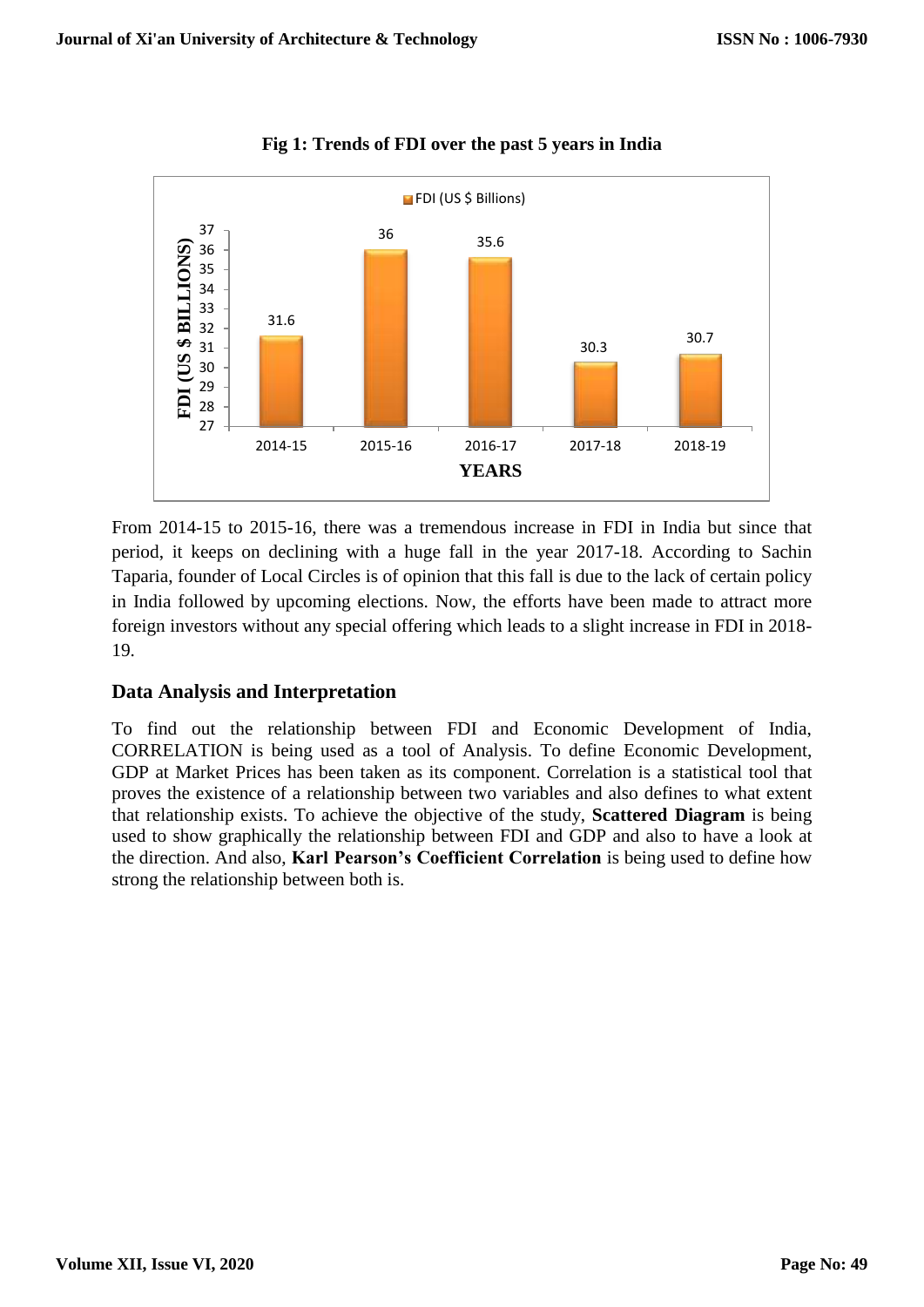**Fig 1: Trends of FDI over the past 5 years in India**

From 2014-15 to 2015-16, there was a tremendous increase in FDI in India but since that period, it keeps on declining with a huge fall in the year 2017-18. According to Sachin Taparia, founder of Local Circles is of opinion that this fall is due to the lack of certain policy in India followed by upcoming elections. Now, the efforts have been made to attract more foreign investors without any special offering which leads to a slight increase in FDI in 2018-19.

## Data Analysis and Interpretation

To find out the relationship between FDI and Economic Development of India, CORRELATION is being used as a tool of Analysis. To define Economic Development, GDP at Market Prices has been taken as its component. Correlation is a statistical tool that proves the existence of a relationship between two variables and also defines to what extent that relationship exists. To achieve the objective of the study, **Scattered Diagram** is being used to show graphically the relationship between FDI and GDP and also to have a look at the direction. And also, **Karl Pearson's Coefficient Correlation** is being used to define how strong the relationship between both is.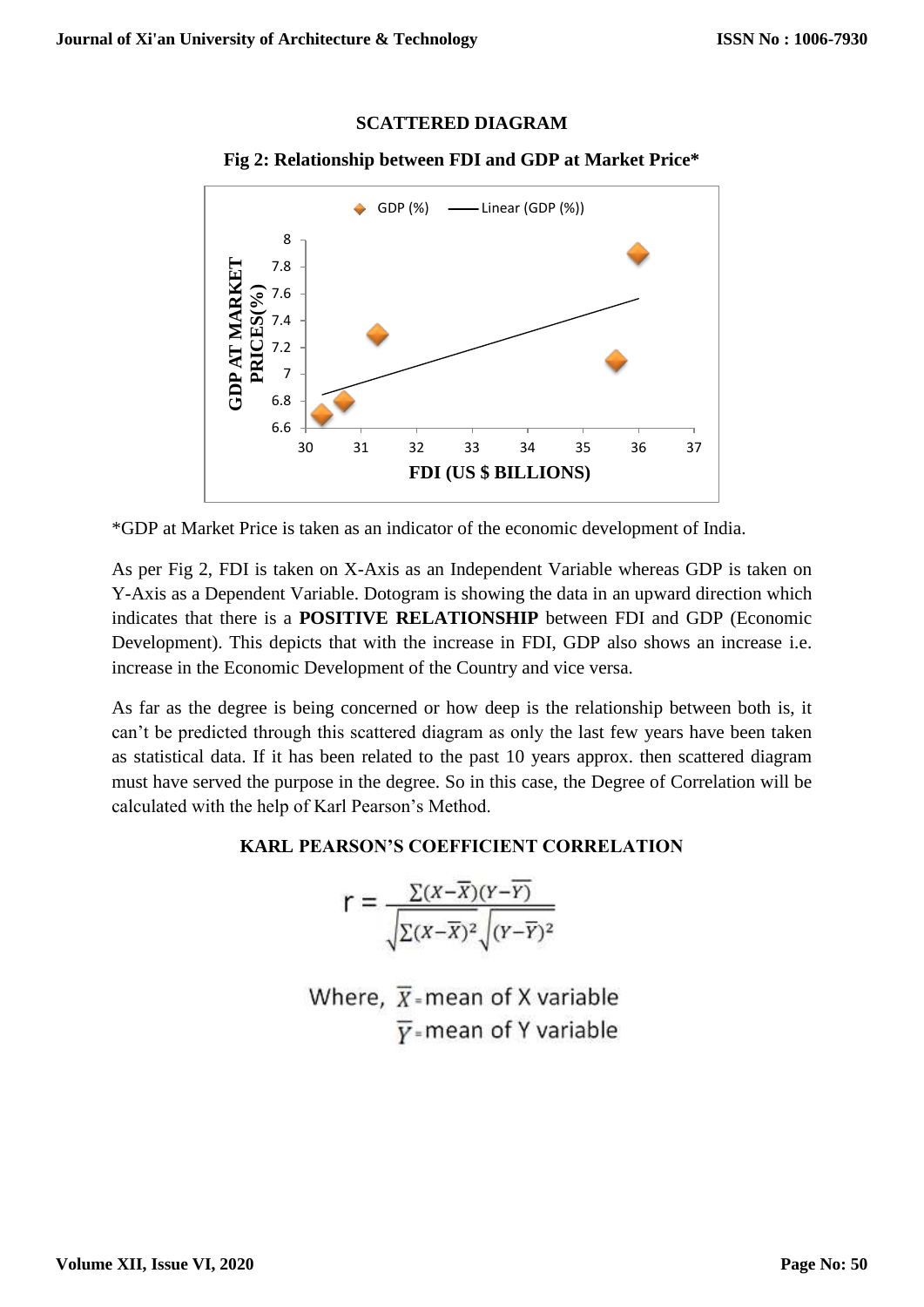**SCATTERED DIAGRAM**

**Fig 2: Relationship between FDI and GDP at Market Price***

*GDP at Market Price is taken as an indicator of the economic development of India.

As per Fig 2, FDI is taken on X-Axis as an Independent Variable whereas GDP is taken on Y-Axis as a Dependent Variable. Dotogram is showing the data in an upward direction which indicates that there is a **POSITIVE RELATIONSHIP** between FDI and GDP (Economic Development). This depicts that with the increase in FDI, GDP also shows an increase i.e. increase in the Economic Development of the Country and vice versa.

As far as the degree is being concerned or how deep is the relationship between both is, it can't be predicted through this scattered diagram as only the last few years have been taken as statistical data. If it has been related to the past 10 years approx. then scattered diagram must have served the purpose in the degree. So in this case, the Degree of Correlation will be calculated with the help of Karl Pearson's Method.

**KARL PEARSON'S COEFFICIENT CORRELATION**

$$r = \frac{\sum(X-\overline{X})(Y-\overline{Y})}{\sqrt{\sum(X-\overline{X})^2}\sqrt{(Y-\overline{Y})^2}}$$

Where, $\overline{X}$ = mean of X variable
$\overline{Y}$ = mean of Y variable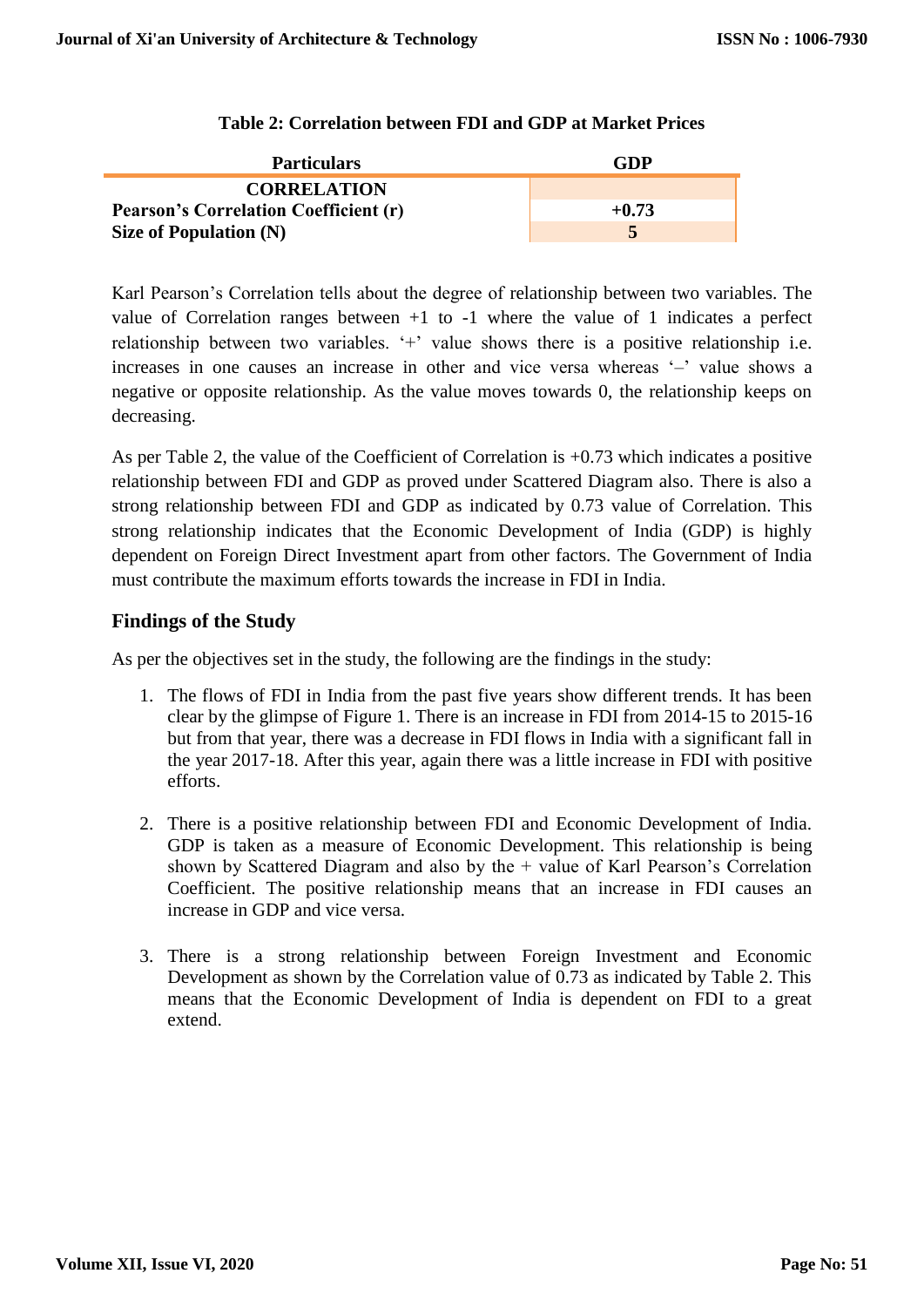**Table 2: Correlation between FDI and GDP at Market Prices**

| Particulars | GDP |
|---|---|
| **CORRELATION** | |
| **Pearson's Correlation Coefficient (r)** | **+0.73** |
| **Size of Population (N)** | **5** |

Karl Pearson's Correlation tells about the degree of relationship between two variables. The value of Correlation ranges between +1 to -1 where the value of 1 indicates a perfect relationship between two variables. '+' value shows there is a positive relationship i.e. increases in one causes an increase in other and vice versa whereas '–' value shows a negative or opposite relationship. As the value moves towards 0, the relationship keeps on decreasing.

As per Table 2, the value of the Coefficient of Correlation is +0.73 which indicates a positive relationship between FDI and GDP as proved under Scattered Diagram also. There is also a strong relationship between FDI and GDP as indicated by 0.73 value of Correlation. This strong relationship indicates that the Economic Development of India (GDP) is highly dependent on Foreign Direct Investment apart from other factors. The Government of India must contribute the maximum efforts towards the increase in FDI in India.

## Findings of the Study

As per the objectives set in the study, the following are the findings in the study:

1. The flows of FDI in India from the past five years show different trends. It has been clear by the glimpse of Figure 1. There is an increase in FDI from 2014-15 to 2015-16 but from that year, there was a decrease in FDI flows in India with a significant fall in the year 2017-18. After this year, again there was a little increase in FDI with positive efforts.

2. There is a positive relationship between FDI and Economic Development of India. GDP is taken as a measure of Economic Development. This relationship is being shown by Scattered Diagram and also by the + value of Karl Pearson's Correlation Coefficient. The positive relationship means that an increase in FDI causes an increase in GDP and vice versa.

3. There is a strong relationship between Foreign Investment and Economic Development as shown by the Correlation value of 0.73 as indicated by Table 2. This means that the Economic Development of India is dependent on FDI to a great extend.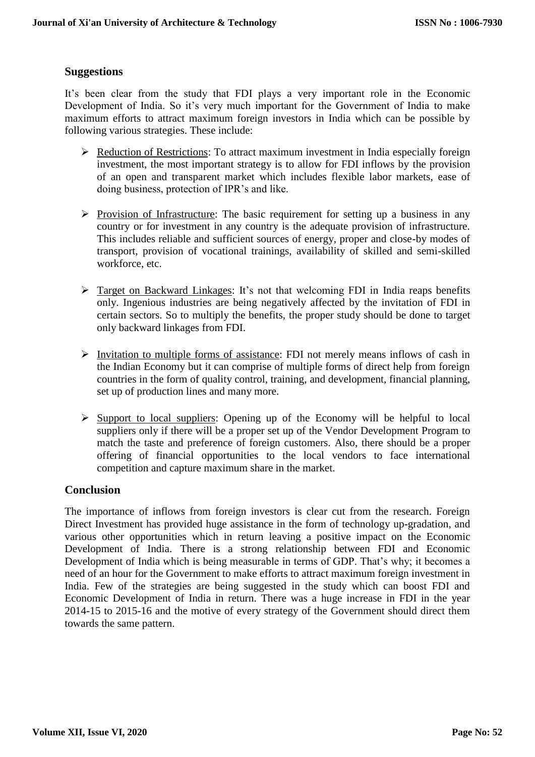## Suggestions

It's been clear from the study that FDI plays a very important role in the Economic Development of India. So it's very much important for the Government of India to make maximum efforts to attract maximum foreign investors in India which can be possible by following various strategies. These include:

- Reduction of Restrictions: To attract maximum investment in India especially foreign investment, the most important strategy is to allow for FDI inflows by the provision of an open and transparent market which includes flexible labor markets, ease of doing business, protection of IPR's and like.

- Provision of Infrastructure: The basic requirement for setting up a business in any country or for investment in any country is the adequate provision of infrastructure. This includes reliable and sufficient sources of energy, proper and close-by modes of transport, provision of vocational trainings, availability of skilled and semi-skilled workforce, etc.

- Target on Backward Linkages: It's not that welcoming FDI in India reaps benefits only. Ingenious industries are being negatively affected by the invitation of FDI in certain sectors. So to multiply the benefits, the proper study should be done to target only backward linkages from FDI.

- Invitation to multiple forms of assistance: FDI not merely means inflows of cash in the Indian Economy but it can comprise of multiple forms of direct help from foreign countries in the form of quality control, training, and development, financial planning, set up of production lines and many more.

- Support to local suppliers: Opening up of the Economy will be helpful to local suppliers only if there will be a proper set up of the Vendor Development Program to match the taste and preference of foreign customers. Also, there should be a proper offering of financial opportunities to the local vendors to face international competition and capture maximum share in the market.

## Conclusion

The importance of inflows from foreign investors is clear cut from the research. Foreign Direct Investment has provided huge assistance in the form of technology up-gradation, and various other opportunities which in return leaving a positive impact on the Economic Development of India. There is a strong relationship between FDI and Economic Development of India which is being measurable in terms of GDP. That's why; it becomes a need of an hour for the Government to make efforts to attract maximum foreign investment in India. Few of the strategies are being suggested in the study which can boost FDI and Economic Development of India in return. There was a huge increase in FDI in the year 2014-15 to 2015-16 and the motive of every strategy of the Government should direct them towards the same pattern.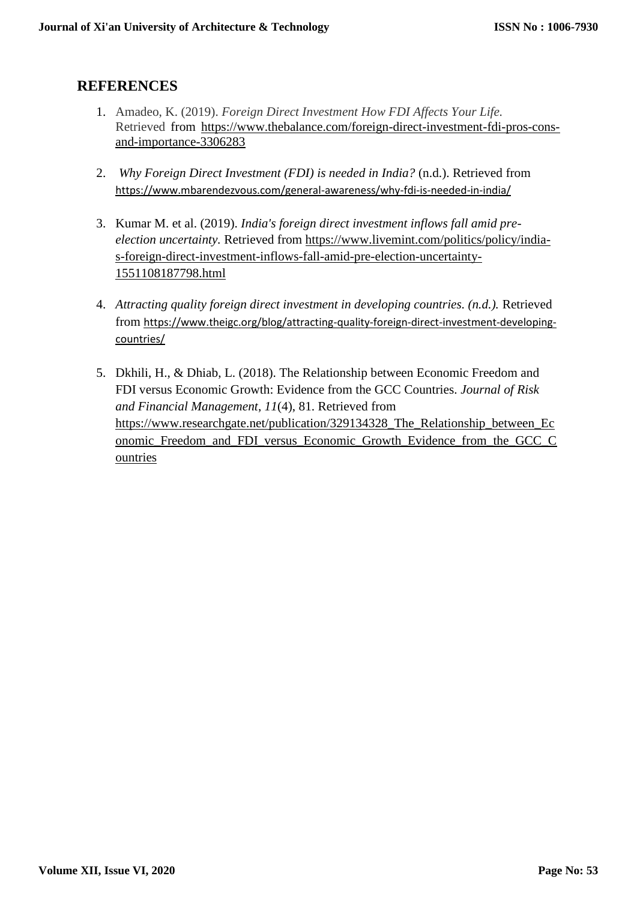## REFERENCES

1. Amadeo, K. (2019). *Foreign Direct Investment How FDI Affects Your Life.* Retrieved from https://www.thebalance.com/foreign-direct-investment-fdi-pros-cons-and-importance-3306283

2. *Why Foreign Direct Investment (FDI) is needed in India?* (n.d.). Retrieved from https://www.mbarendezvous.com/general-awareness/why-fdi-is-needed-in-india/

3. Kumar M. et al. (2019). *India's foreign direct investment inflows fall amid pre-election uncertainty.* Retrieved from https://www.livemint.com/politics/policy/india-s-foreign-direct-investment-inflows-fall-amid-pre-election-uncertainty-1551108187798.html

4. *Attracting quality foreign direct investment in developing countries. (n.d.).* Retrieved from https://www.theigc.org/blog/attracting-quality-foreign-direct-investment-developing-countries/

5. Dkhili, H., & Dhiab, L. (2018). The Relationship between Economic Freedom and FDI versus Economic Growth: Evidence from the GCC Countries. *Journal of Risk and Financial Management*, *11*(4), 81. Retrieved from https://www.researchgate.net/publication/329134328_The_Relationship_between_Economic_Freedom_and_FDI_versus_Economic_Growth_Evidence_from_the_GCC_Countries